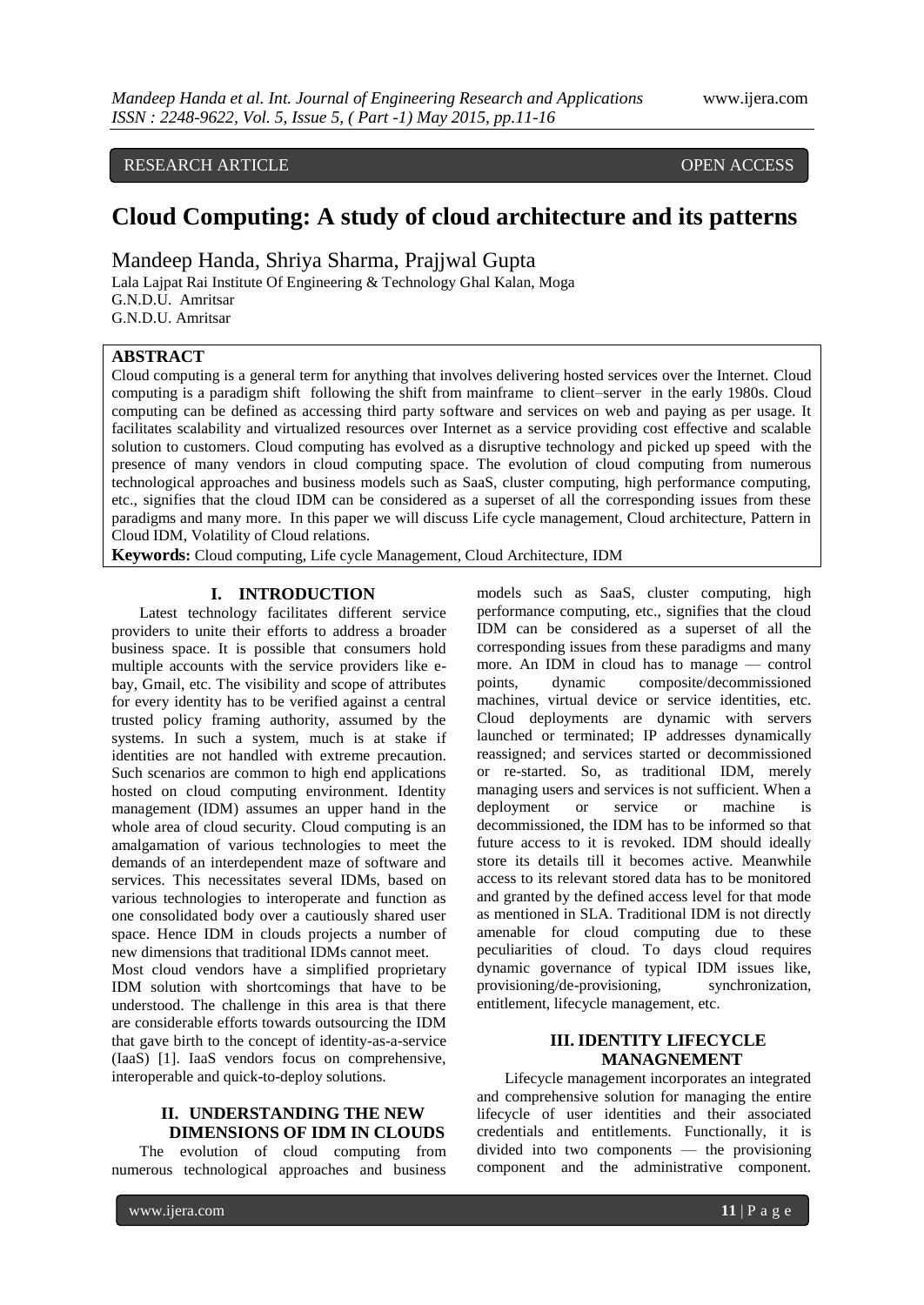RESEARCH ARTICLE OPEN ACCESS

# Cloud Computing: A study of cloud architecture and its patterns

Mandeep Handa, Shriya Sharma, Prajjwal Gupta

Lala Lajpat Rai Institute Of Engineering & Technology Ghal Kalan, Moga
G.N.D.U. Amritsar
G.N.D.U. Amritsar

**ABSTRACT**

Cloud computing is a general term for anything that involves delivering hosted services over the Internet. Cloud computing is a paradigm shift following the shift from mainframe to client–server in the early 1980s. Cloud computing can be defined as accessing third party software and services on web and paying as per usage. It facilitates scalability and virtualized resources over Internet as a service providing cost effective and scalable solution to customers. Cloud computing has evolved as a disruptive technology and picked up speed with the presence of many vendors in cloud computing space. The evolution of cloud computing from numerous technological approaches and business models such as SaaS, cluster computing, high performance computing, etc., signifies that the cloud IDM can be considered as a superset of all the corresponding issues from these paradigms and many more. In this paper we will discuss Life cycle management, Cloud architecture, Pattern in Cloud IDM, Volatility of Cloud relations.

**Keywords:** Cloud computing, Life cycle Management, Cloud Architecture, IDM

## I. INTRODUCTION

Latest technology facilitates different service providers to unite their efforts to address a broader business space. It is possible that consumers hold multiple accounts with the service providers like e-bay, Gmail, etc. The visibility and scope of attributes for every identity has to be verified against a central trusted policy framing authority, assumed by the systems. In such a system, much is at stake if identities are not handled with extreme precaution. Such scenarios are common to high end applications hosted on cloud computing environment. Identity management (IDM) assumes an upper hand in the whole area of cloud security. Cloud computing is an amalgamation of various technologies to meet the demands of an interdependent maze of software and services. This necessitates several IDMs, based on various technologies to interoperate and function as one consolidated body over a cautiously shared user space. Hence IDM in clouds projects a number of new dimensions that traditional IDMs cannot meet.

Most cloud vendors have a simplified proprietary IDM solution with shortcomings that have to be understood. The challenge in this area is that there are considerable efforts towards outsourcing the IDM that gave birth to the concept of identity-as-a-service (IaaS) [1]. IaaS vendors focus on comprehensive, interoperable and quick-to-deploy solutions.

## II. UNDERSTANDING THE NEW DIMENSIONS OF IDM IN CLOUDS

The evolution of cloud computing from numerous technological approaches and business models such as SaaS, cluster computing, high performance computing, etc., signifies that the cloud IDM can be considered as a superset of all the corresponding issues from these paradigms and many more. An IDM in cloud has to manage — control points, dynamic composite/decommissioned machines, virtual device or service identities, etc. Cloud deployments are dynamic with servers launched or terminated; IP addresses dynamically reassigned; and services started or decommissioned or re-started. So, as traditional IDM, merely managing users and services is not sufficient. When a deployment or service or machine is decommissioned, the IDM has to be informed so that future access to it is revoked. IDM should ideally store its details till it becomes active. Meanwhile access to its relevant stored data has to be monitored and granted by the defined access level for that mode as mentioned in SLA. Traditional IDM is not directly amenable for cloud computing due to these peculiarities of cloud. To days cloud requires dynamic governance of typical IDM issues like, provisioning/de-provisioning, synchronization, entitlement, lifecycle management, etc.

## III. IDENTITY LIFECYCLE MANAGNEMENT

Lifecycle management incorporates an integrated and comprehensive solution for managing the entire lifecycle of user identities and their associated credentials and entitlements. Functionally, it is divided into two components — the provisioning component and the administrative component.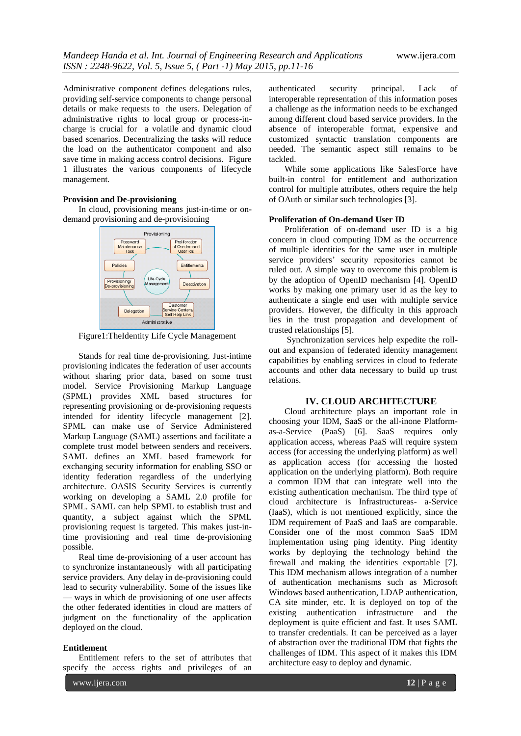Administrative component defines delegations rules, providing self-service components to change personal details or make requests to the users. Delegation of administrative rights to local group or process-in-charge is crucial for a volatile and dynamic cloud based scenarios. Decentralizing the tasks will reduce the load on the authenticator component and also save time in making access control decisions. Figure 1 illustrates the various components of lifecycle management.

### Provision and De-provisioning

In cloud, provisioning means just-in-time or on-demand provisioning and de-provisioning

Figure1:TheIdentity Life Cycle Management

Stands for real time de-provisioning. Just-intime provisioning indicates the federation of user accounts without sharing prior data, based on some trust model. Service Provisioning Markup Language (SPML) provides XML based structures for representing provisioning or de-provisioning requests intended for identity lifecycle management [2]. SPML can make use of Service Administered Markup Language (SAML) assertions and facilitate a complete trust model between senders and receivers. SAML defines an XML based framework for exchanging security information for enabling SSO or identity federation regardless of the underlying architecture. OASIS Security Services is currently working on developing a SAML 2.0 profile for SPML. SAML can help SPML to establish trust and quantity, a subject against which the SPML provisioning request is targeted. This makes just-in-time provisioning and real time de-provisioning possible.

Real time de-provisioning of a user account has to synchronize instantaneously with all participating service providers. Any delay in de-provisioning could lead to security vulnerability. Some of the issues like — ways in which de provisioning of one user affects the other federated identities in cloud are matters of judgment on the functionality of the application deployed on the cloud.

### Entitlement

Entitlement refers to the set of attributes that specify the access rights and privileges of an authenticated security principal. Lack of interoperable representation of this information poses a challenge as the information needs to be exchanged among different cloud based service providers. In the absence of interoperable format, expensive and customized syntactic translation components are needed. The semantic aspect still remains to be tackled.

While some applications like SalesForce have built-in control for entitlement and authorization control for multiple attributes, others require the help of OAuth or similar such technologies [3].

### Proliferation of On-demand User ID

Proliferation of on-demand user ID is a big concern in cloud computing IDM as the occurrence of multiple identities for the same user in multiple service providers' security repositories cannot be ruled out. A simple way to overcome this problem is by the adoption of OpenID mechanism [4]. OpenID works by making one primary user id as the key to authenticate a single end user with multiple service providers. However, the difficulty in this approach lies in the trust propagation and development of trusted relationships [5].

Synchronization services help expedite the roll-out and expansion of federated identity management capabilities by enabling services in cloud to federate accounts and other data necessary to build up trust relations.

## IV. CLOUD ARCHITECTURE

Cloud architecture plays an important role in choosing your IDM, SaaS or the all-inone Platform-as-a-Service (PaaS) [6]. SaaS requires only application access, whereas PaaS will require system access (for accessing the underlying platform) as well as application access (for accessing the hosted application on the underlying platform). Both require a common IDM that can integrate well into the existing authentication mechanism. The third type of cloud architecture is Infrastructureas- a-Service (IaaS), which is not mentioned explicitly, since the IDM requirement of PaaS and IaaS are comparable. Consider one of the most common SaaS IDM implementation using ping identity. Ping identity works by deploying the technology behind the firewall and making the identities exportable [7]. This IDM mechanism allows integration of a number of authentication mechanisms such as Microsoft Windows based authentication, LDAP authentication, CA site minder, etc. It is deployed on top of the existing authentication infrastructure and the deployment is quite efficient and fast. It uses SAML to transfer credentials. It can be perceived as a layer of abstraction over the traditional IDM that fights the challenges of IDM. This aspect of it makes this IDM architecture easy to deploy and dynamic.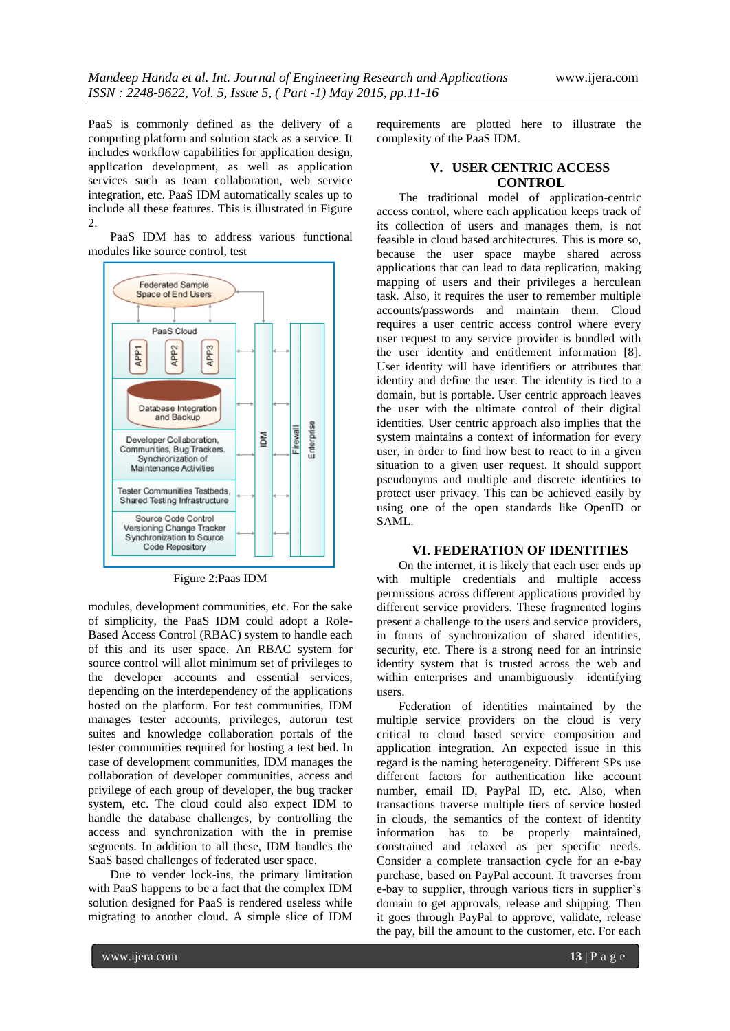PaaS is commonly defined as the delivery of a computing platform and solution stack as a service. It includes workflow capabilities for application design, application development, as well as application services such as team collaboration, web service integration, etc. PaaS IDM automatically scales up to include all these features. This is illustrated in Figure 2.

PaaS IDM has to address various functional modules like source control, test

Figure 2:Paas IDM

modules, development communities, etc. For the sake of simplicity, the PaaS IDM could adopt a Role-Based Access Control (RBAC) system to handle each of this and its user space. An RBAC system for source control will allot minimum set of privileges to the developer accounts and essential services, depending on the interdependency of the applications hosted on the platform. For test communities, IDM manages tester accounts, privileges, autorun test suites and knowledge collaboration portals of the tester communities required for hosting a test bed. In case of development communities, IDM manages the collaboration of developer communities, access and privilege of each group of developer, the bug tracker system, etc. The cloud could also expect IDM to handle the database challenges, by controlling the access and synchronization with the in premise segments. In addition to all these, IDM handles the SaaS based challenges of federated user space.

Due to vender lock-ins, the primary limitation with PaaS happens to be a fact that the complex IDM solution designed for PaaS is rendered useless while migrating to another cloud. A simple slice of IDM requirements are plotted here to illustrate the complexity of the PaaS IDM.

## V. USER CENTRIC ACCESS CONTROL

The traditional model of application-centric access control, where each application keeps track of its collection of users and manages them, is not feasible in cloud based architectures. This is more so, because the user space maybe shared across applications that can lead to data replication, making mapping of users and their privileges a herculean task. Also, it requires the user to remember multiple accounts/passwords and maintain them. Cloud requires a user centric access control where every user request to any service provider is bundled with the user identity and entitlement information [8]. User identity will have identifiers or attributes that identity and define the user. The identity is tied to a domain, but is portable. User centric approach leaves the user with the ultimate control of their digital identities. User centric approach also implies that the system maintains a context of information for every user, in order to find how best to react to in a given situation to a given user request. It should support pseudonyms and multiple and discrete identities to protect user privacy. This can be achieved easily by using one of the open standards like OpenID or SAML.

## VI. FEDERATION OF IDENTITIES

On the internet, it is likely that each user ends up with multiple credentials and multiple access permissions across different applications provided by different service providers. These fragmented logins present a challenge to the users and service providers, in forms of synchronization of shared identities, security, etc. There is a strong need for an intrinsic identity system that is trusted across the web and within enterprises and unambiguously identifying users.

Federation of identities maintained by the multiple service providers on the cloud is very critical to cloud based service composition and application integration. An expected issue in this regard is the naming heterogeneity. Different SPs use different factors for authentication like account number, email ID, PayPal ID, etc. Also, when transactions traverse multiple tiers of service hosted in clouds, the semantics of the context of identity information has to be properly maintained, constrained and relaxed as per specific needs. Consider a complete transaction cycle for an e-bay purchase, based on PayPal account. It traverses from e-bay to supplier, through various tiers in supplier's domain to get approvals, release and shipping. Then it goes through PayPal to approve, validate, release the pay, bill the amount to the customer, etc. For each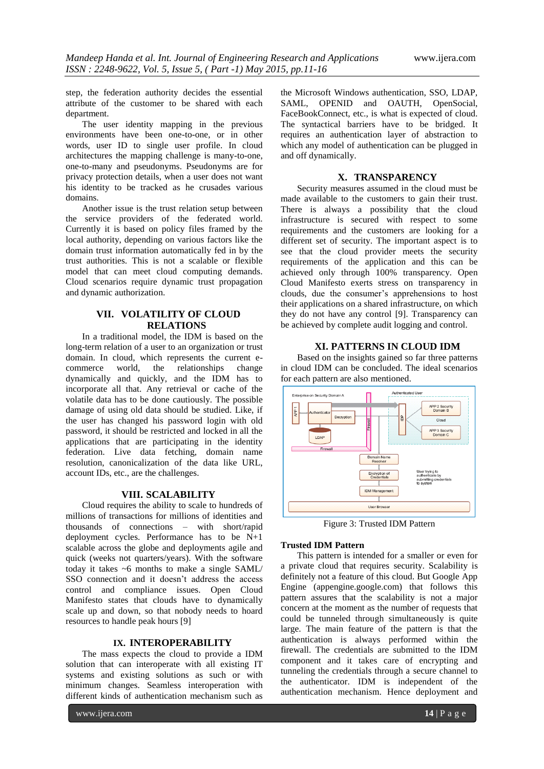step, the federation authority decides the essential attribute of the customer to be shared with each department.

The user identity mapping in the previous environments have been one-to-one, or in other words, user ID to single user profile. In cloud architectures the mapping challenge is many-to-one, one-to-many and pseudonyms. Pseudonyms are for privacy protection details, when a user does not want his identity to be tracked as he crusades various domains.

Another issue is the trust relation setup between the service providers of the federated world. Currently it is based on policy files framed by the local authority, depending on various factors like the domain trust information automatically fed in by the trust authorities. This is not a scalable or flexible model that can meet cloud computing demands. Cloud scenarios require dynamic trust propagation and dynamic authorization.

## VII. VOLATILITY OF CLOUD RELATIONS

In a traditional model, the IDM is based on the long-term relation of a user to an organization or trust domain. In cloud, which represents the current e-commerce world, the relationships change dynamically and quickly, and the IDM has to incorporate all that. Any retrieval or cache of the volatile data has to be done cautiously. The possible damage of using old data should be studied. Like, if the user has changed his password login with old password, it should be restricted and locked in all the applications that are participating in the identity federation. Live data fetching, domain name resolution, canonicalization of the data like URL, account IDs, etc., are the challenges.

## VIII. SCALABILITY

Cloud requires the ability to scale to hundreds of millions of transactions for millions of identities and thousands of connections – with short/rapid deployment cycles. Performance has to be N+1 scalable across the globe and deployments agile and quick (weeks not quarters/years). With the software today it takes ~6 months to make a single SAML/ SSO connection and it doesn't address the access control and compliance issues. Open Cloud Manifesto states that clouds have to dynamically scale up and down, so that nobody needs to hoard resources to handle peak hours [9]

## IX. INTEROPERABILITY

The mass expects the cloud to provide a IDM solution that can interoperate with all existing IT systems and existing solutions as such or with minimum changes. Seamless interoperation with different kinds of authentication mechanism such as the Microsoft Windows authentication, SSO, LDAP, SAML, OPENID and OAUTH, OpenSocial, FaceBookConnect, etc., is what is expected of cloud. The syntactical barriers have to be bridged. It requires an authentication layer of abstraction to which any model of authentication can be plugged in and off dynamically.

## X. TRANSPARENCY

Security measures assumed in the cloud must be made available to the customers to gain their trust. There is always a possibility that the cloud infrastructure is secured with respect to some requirements and the customers are looking for a different set of security. The important aspect is to see that the cloud provider meets the security requirements of the application and this can be achieved only through 100% transparency. Open Cloud Manifesto exerts stress on transparency in clouds, due the consumer's apprehensions to host their applications on a shared infrastructure, on which they do not have any control [9]. Transparency can be achieved by complete audit logging and control.

## XI. PATTERNS IN CLOUD IDM

Based on the insights gained so far three patterns in cloud IDM can be concluded. The ideal scenarios for each pattern are also mentioned.

Figure 3: Trusted IDM Pattern

### Trusted IDM Pattern

This pattern is intended for a smaller or even for a private cloud that requires security. Scalability is definitely not a feature of this cloud. But Google App Engine (appengine.google.com) that follows this pattern assures that the scalability is not a major concern at the moment as the number of requests that could be tunneled through simultaneously is quite large. The main feature of the pattern is that the authentication is always performed within the firewall. The credentials are submitted to the IDM component and it takes care of encrypting and tunneling the credentials through a secure channel to the authenticator. IDM is independent of the authentication mechanism. Hence deployment and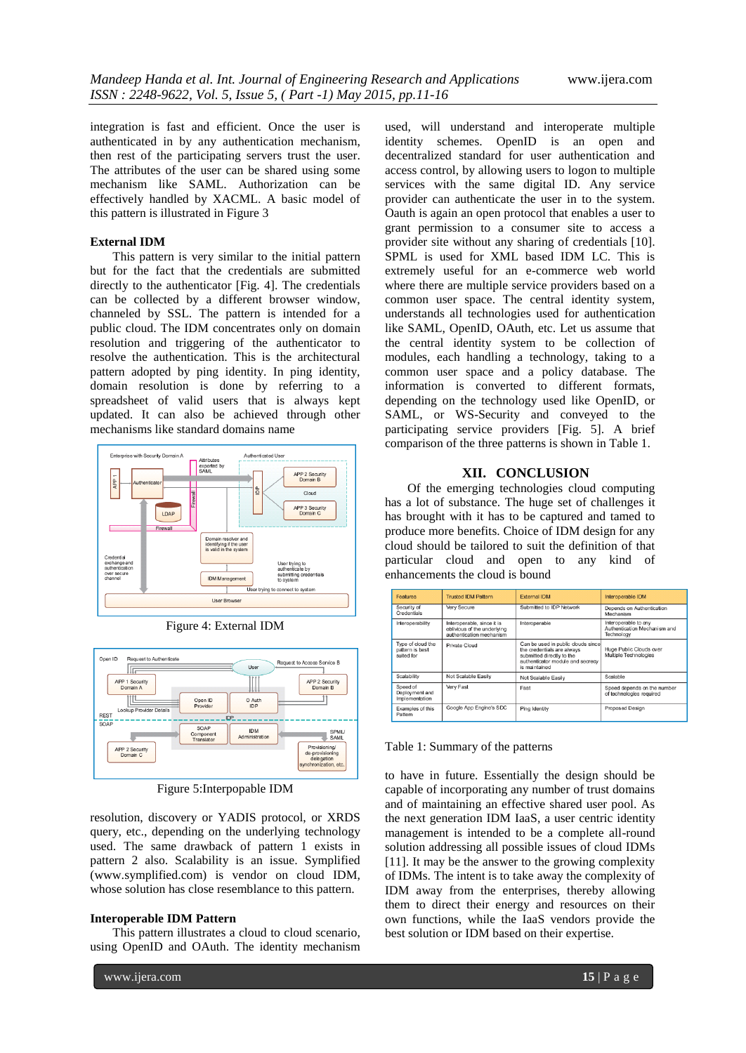integration is fast and efficient. Once the user is authenticated in by any authentication mechanism, then rest of the participating servers trust the user. The attributes of the user can be shared using some mechanism like SAML. Authorization can be effectively handled by XACML. A basic model of this pattern is illustrated in Figure 3

**External IDM**

This pattern is very similar to the initial pattern but for the fact that the credentials are submitted directly to the authenticator [Fig. 4]. The credentials can be collected by a different browser window, channeled by SSL. The pattern is intended for a public cloud. The IDM concentrates only on domain resolution and triggering of the authenticator to resolve the authentication. This is the architectural pattern adopted by ping identity. In ping identity, domain resolution is done by referring to a spreadsheet of valid users that is always kept updated. It can also be achieved through other mechanisms like standard domains name

Figure 4: External IDM

Figure 5:Interpopable IDM

resolution, discovery or YADIS protocol, or XRDS query, etc., depending on the underlying technology used. The same drawback of pattern 1 exists in pattern 2 also. Scalability is an issue. Symplified (www.symplified.com) is vendor on cloud IDM, whose solution has close resemblance to this pattern.

**Interoperable IDM Pattern**

This pattern illustrates a cloud to cloud scenario, using OpenID and OAuth. The identity mechanism used, will understand and interoperate multiple identity schemes. OpenID is an open and decentralized standard for user authentication and access control, by allowing users to logon to multiple services with the same digital ID. Any service provider can authenticate the user in to the system. Oauth is again an open protocol that enables a user to grant permission to a consumer site to access a provider site without any sharing of credentials [10]. SPML is used for XML based IDM LC. This is extremely useful for an e-commerce web world where there are multiple service providers based on a common user space. The central identity system, understands all technologies used for authentication like SAML, OpenID, OAuth, etc. Let us assume that the central identity system to be collection of modules, each handling a technology, taking to a common user space and a policy database. The information is converted to different formats, depending on the technology used like OpenID, or SAML, or WS-Security and conveyed to the participating service providers [Fig. 5]. A brief comparison of the three patterns is shown in Table 1.

## XII. CONCLUSION

Of the emerging technologies cloud computing has a lot of substance. The huge set of challenges it has brought with it has to be captured and tamed to produce more benefits. Choice of IDM design for any cloud should be tailored to suit the definition of that particular cloud and open to any kind of enhancements the cloud is bound

| Features | Trusted IDM Pattern | External IDM | Interoperable IDM |
|---|---|---|---|
| Security of Credentials | Very Secure | Submitted to IDP Network | Depends on Authentication Mechanism |
| Interoperability | Interoperable, since it is oblivious of the underlying authentication mechanism | Interoperable | Interoperable to any Authentication Mechanism and Technology |
| Type of cloud the pattern is best suited for | Private Cloud | Can be used in public clouds since the credentials are always submitted directly to the authenticator module and secrecy is maintained | Huge Public Clouds over Multiple Technologies |
| Scalability | Not Scalable Easily | Not Scalable Easily | Scalable |
| Speed of Deployment and Implementation | Very Fast | Fast | Speed depends on the number of technologies required |
| Examples of this Pattern | Google App Engine's SDC | Ping Identity | Proposed Design |

Table 1: Summary of the patterns

to have in future. Essentially the design should be capable of incorporating any number of trust domains and of maintaining an effective shared user pool. As the next generation IDM IaaS, a user centric identity management is intended to be a complete all-round solution addressing all possible issues of cloud IDMs [11]. It may be the answer to the growing complexity of IDMs. The intent is to take away the complexity of IDM away from the enterprises, thereby allowing them to direct their energy and resources on their own functions, while the IaaS vendors provide the best solution or IDM based on their expertise.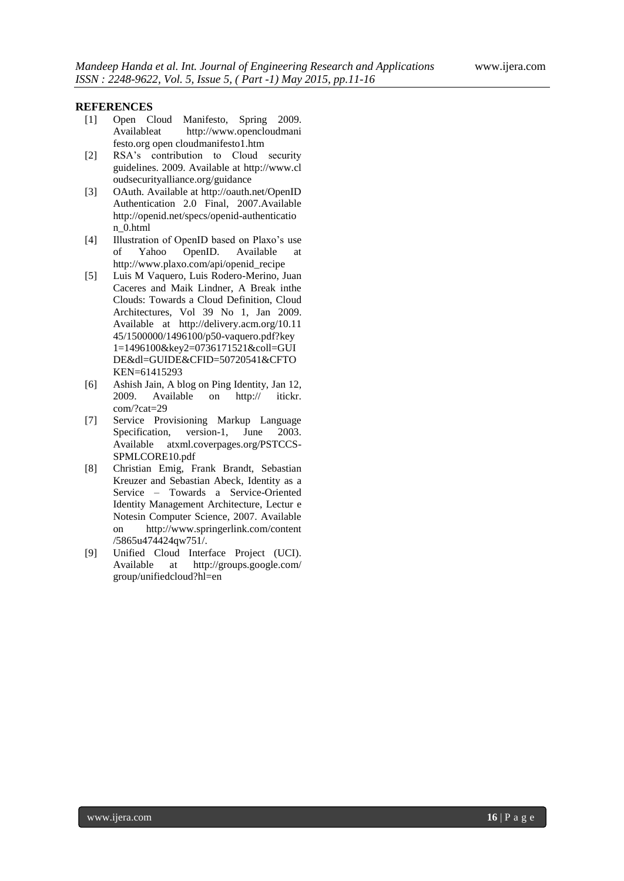## REFERENCES

[1] Open Cloud Manifesto, Spring 2009. Availableat http://www.opencloudmanifesto.org open cloudmanifesto1.htm

[2] RSA's contribution to Cloud security guidelines. 2009. Available at http://www.cloudsecurityalliance.org/guidance

[3] OAuth. Available at http://oauth.net/OpenID Authentication 2.0 Final, 2007.Available http://openid.net/specs/openid-authentication_0.html

[4] Illustration of OpenID based on Plaxo's use of Yahoo OpenID. Available at http://www.plaxo.com/api/openid_recipe

[5] Luis M Vaquero, Luis Rodero-Merino, Juan Caceres and Maik Lindner, A Break inthe Clouds: Towards a Cloud Definition, Cloud Architectures, Vol 39 No 1, Jan 2009. Available at http://delivery.acm.org/10.1145/1500000/1496100/p50-vaquero.pdf?key1=1496100&key2=0736171521&coll=GUIDE&dl=GUIDE&CFID=50720541&CFTOKEN=61415293

[6] Ashish Jain, A blog on Ping Identity, Jan 12, 2009. Available on http:// itickr. com/?cat=29

[7] Service Provisioning Markup Language Specification, version-1, June 2003. Available atxml.coverpages.org/PSTCCS-SPMLCORE10.pdf

[8] Christian Emig, Frank Brandt, Sebastian Kreuzer and Sebastian Abeck, Identity as a Service – Towards a Service-Oriented Identity Management Architecture, Lectur e Notesin Computer Science, 2007. Available on http://www.springerlink.com/content/5865u474424qw751/.

[9] Unified Cloud Interface Project (UCI). Available at http://groups.google.com/group/unifiedcloud?hl=en